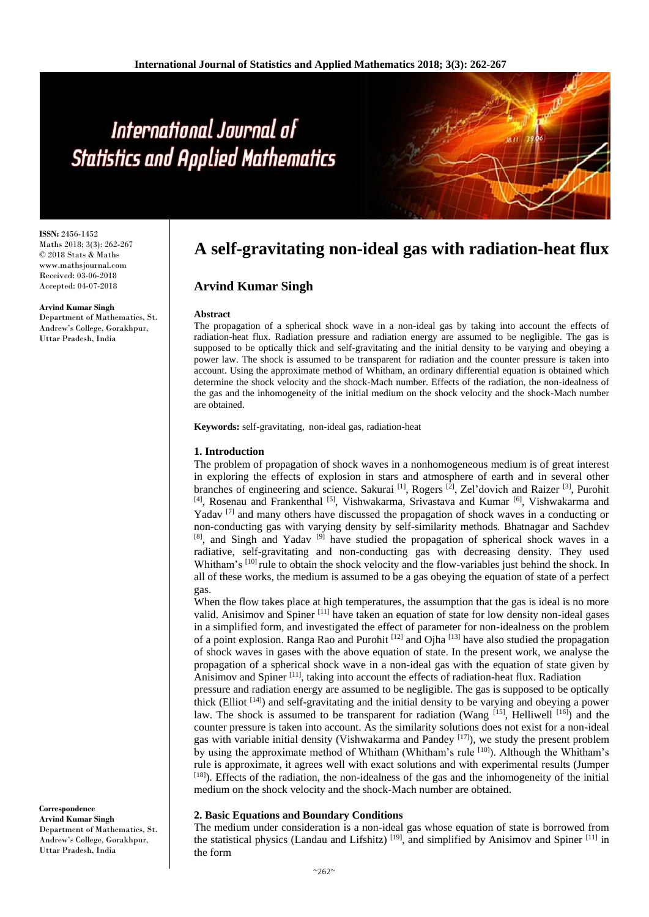**ISSN:** 2456-1452
Maths 2018; 3(3): 262-267
© 2018 Stats & Maths
www.mathsjournal.com
Received: 03-06-2018
Accepted: 04-07-2018

**Arvind Kumar Singh**
Department of Mathematics, St. Andrew's College, Gorakhpur, Uttar Pradesh, India

**Correspondence**
**Arvind Kumar Singh**
Department of Mathematics, St. Andrew's College, Gorakhpur, Uttar Pradesh, India

# A self-gravitating non-ideal gas with radiation-heat flux

## Arvind Kumar Singh

### Abstract

The propagation of a spherical shock wave in a non-ideal gas by taking into account the effects of radiation-heat flux. Radiation pressure and radiation energy are assumed to be negligible. The gas is supposed to be optically thick and self-gravitating and the initial density to be varying and obeying a power law. The shock is assumed to be transparent for radiation and the counter pressure is taken into account. Using the approximate method of Whitham, an ordinary differential equation is obtained which determine the shock velocity and the shock-Mach number. Effects of the radiation, the non-idealness of the gas and the inhomogeneity of the initial medium on the shock velocity and the shock-Mach number are obtained.

**Keywords:** self-gravitating, non-ideal gas, radiation-heat

### 1. Introduction

The problem of propagation of shock waves in a nonhomogeneous medium is of great interest in exploring the effects of explosion in stars and atmosphere of earth and in several other branches of engineering and science. Sakurai [1], Rogers [2], Zel'dovich and Raizer [3], Purohit [4], Rosenau and Frankenthal [5], Vishwakarma, Srivastava and Kumar [6], Vishwakarma and Yadav [7] and many others have discussed the propagation of shock waves in a conducting or non-conducting gas with varying density by self-similarity methods. Bhatnagar and Sachdev [8], and Singh and Yadav [9] have studied the propagation of spherical shock waves in a radiative, self-gravitating and non-conducting gas with decreasing density. They used Whitham's [10] rule to obtain the shock velocity and the flow-variables just behind the shock. In all of these works, the medium is assumed to be a gas obeying the equation of state of a perfect gas.

When the flow takes place at high temperatures, the assumption that the gas is ideal is no more valid. Anisimov and Spiner [11] have taken an equation of state for low density non-ideal gases in a simplified form, and investigated the effect of parameter for non-idealness on the problem of a point explosion. Ranga Rao and Purohit [12] and Ojha [13] have also studied the propagation of shock waves in gases with the above equation of state. In the present work, we analyse the propagation of a spherical shock wave in a non-ideal gas with the equation of state given by Anisimov and Spiner [11], taking into account the effects of radiation-heat flux. Radiation pressure and radiation energy are assumed to be negligible. The gas is supposed to be optically thick (Elliot [14]) and self-gravitating and the initial density to be varying and obeying a power law. The shock is assumed to be transparent for radiation (Wang [15], Helliwell [16]) and the counter pressure is taken into account. As the similarity solutions does not exist for a non-ideal gas with variable initial density (Vishwakarma and Pandey [17]), we study the present problem by using the approximate method of Whitham (Whitham's rule [10]). Although the Whitham's rule is approximate, it agrees well with exact solutions and with experimental results (Jumper [18]). Effects of the radiation, the non-idealness of the gas and the inhomogeneity of the initial medium on the shock velocity and the shock-Mach number are obtained.

### 2. Basic Equations and Boundary Conditions

The medium under consideration is a non-ideal gas whose equation of state is borrowed from the statistical physics (Landau and Lifshitz) [19], and simplified by Anisimov and Spiner [11] in the form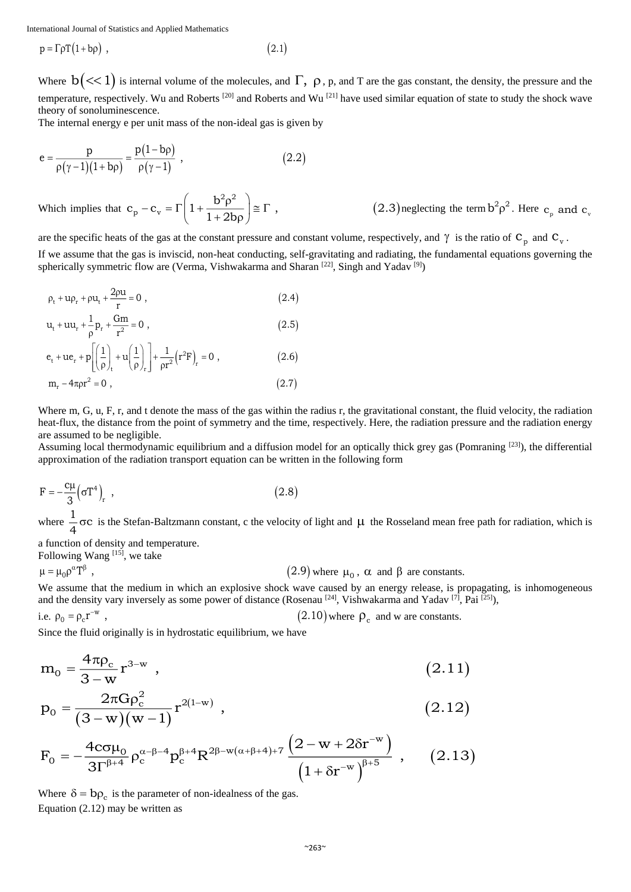$$p = \Gamma\rho T(1+b\rho) \ , \qquad (2.1)$$

Where $b(<<1)$ is internal volume of the molecules, and $\Gamma$, $\rho$, p, and T are the gas constant, the density, the pressure and the temperature, respectively. Wu and Roberts [20] and Roberts and Wu [21] have used similar equation of state to study the shock wave theory of sonoluminescence.

The internal energy e per unit mass of the non-ideal gas is given by

$$e = \frac{p}{\rho(\gamma-1)(1+b\rho)} = \frac{p(1-b\rho)}{\rho(\gamma-1)} \ , \qquad (2.2)$$

Which implies that $c_p - c_v = \Gamma\left(1+\frac{b^2\rho^2}{1+2b\rho}\right) \cong \Gamma$ , $(2.3)$ neglecting the term $b^2\rho^2$. Here $c_p$ and $c_v$ are the specific heats of the gas at the constant pressure and constant volume, respectively, and $\gamma$ is the ratio of $c_p$ and $c_v$.

If we assume that the gas is inviscid, non-heat conducting, self-gravitating and radiating, the fundamental equations governing the spherically symmetric flow are (Verma, Vishwakarma and Sharan [22], Singh and Yadav [9])

$$\rho_t + u\rho_r + \rho u_t + \frac{2\rho u}{r} = 0 \ , \qquad (2.4)$$

$$u_t + uu_r + \frac{1}{\rho}p_r + \frac{Gm}{r^2} = 0 \ , \qquad (2.5)$$

$$e_t + ue_r + p\left[\left(\frac{1}{\rho}\right)_t + u\left(\frac{1}{\rho}\right)_r\right] + \frac{1}{\rho r^2}\left(r^2F\right)_r = 0 \ , \qquad (2.6)$$

$$m_r - 4\pi\rho r^2 = 0 \ , \qquad (2.7)$$

Where m, G, u, F, r, and t denote the mass of the gas within the radius r, the gravitational constant, the fluid velocity, the radiation heat-flux, the distance from the point of symmetry and the time, respectively. Here, the radiation pressure and the radiation energy are assumed to be negligible.

Assuming local thermodynamic equilibrium and a diffusion model for an optically thick grey gas (Pomraning [23]), the differential approximation of the radiation transport equation can be written in the following form

$$F = -\frac{c\mu}{3}\left(\sigma T^4\right)_r \ , \qquad (2.8)$$

where $\frac{1}{4}\sigma c$ is the Stefan-Baltzmann constant, c the velocity of light and $\mu$ the Rosseland mean free path for radiation, which is a function of density and temperature.

Following Wang [15], we take

$\mu = \mu_0\rho^\alpha T^\beta$ , $(2.9)$ where $\mu_0$, $\alpha$ and $\beta$ are constants.

We assume that the medium in which an explosive shock wave caused by an energy release, is propagating, is inhomogeneous and the density vary inversely as some power of distance (Rosenau [24], Vishwakarma and Yadav [7], Pai [25]),

i.e. $\rho_0 = \rho_c r^{-w}$ , $(2.10)$ where $\rho_c$ and w are constants.

Since the fluid originally is in hydrostatic equilibrium, we have

$$m_0 = \frac{4\pi\rho_c}{3-w}r^{3-w} \ , \qquad (2.11)$$

$$p_0 = \frac{2\pi G\rho_c^2}{(3-w)(w-1)}r^{2(1-w)} \ , \qquad (2.12)$$

$$F_0 = -\frac{4c\sigma\mu_0}{3\Gamma^{\beta+4}}\rho_c^{\alpha-\beta-4}p_c^{\beta+4}R^{2\beta-w(\alpha+\beta+4)+7}\frac{\left(2-w+2\delta r^{-w}\right)}{\left(1+\delta r^{-w}\right)^{\beta+5}} \ , \qquad (2.13)$$

Where $\delta = b\rho_c$ is the parameter of non-idealness of the gas.

Equation (2.12) may be written as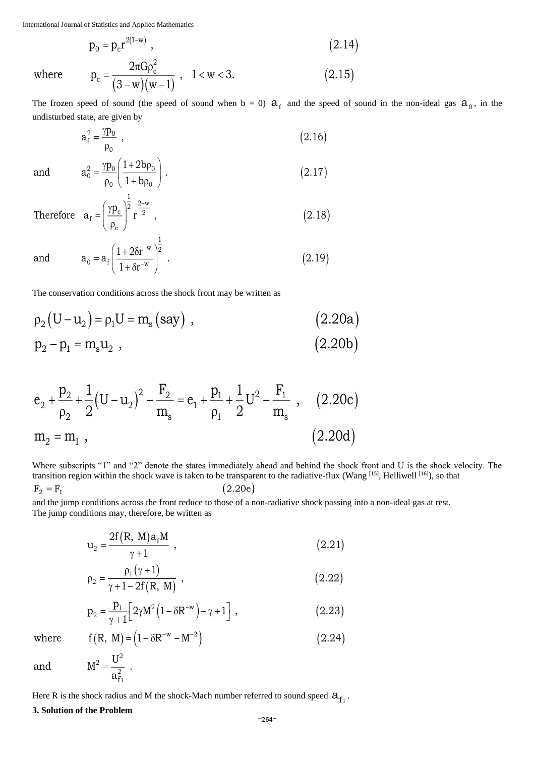$$p_0 = p_c r^{2(1-w)} \ , \tag{2.14}$$

where $$p_c = \frac{2\pi G \rho_c^2}{(3-w)(w-1)} \ , \quad 1 < w < 3. \tag{2.15}$$

The frozen speed of sound (the speed of sound when b = 0) $a_f$ and the speed of sound in the non-ideal gas $a_0$, in the undisturbed state, are given by

$$a_f^2 = \frac{\gamma p_0}{\rho_0} \ , \tag{2.16}$$

and $$a_0^2 = \frac{\gamma p_0}{\rho_0}\left(\frac{1+2b\rho_0}{1+b\rho_0}\right) . \tag{2.17}$$

Therefore $$a_f = \left(\frac{\gamma p_c}{\rho_c}\right)^{\frac{1}{2}} r^{\frac{2-w}{2}} \ , \tag{2.18}$$

and $$a_0 = a_f \left(\frac{1+2\delta r^{-w}}{1+\delta r^{-w}}\right)^{\frac{1}{2}} . \tag{2.19}$$

The conservation conditions across the shock front may be written as

$$\rho_2 (U - u_2) = \rho_1 U = m_s \ (\text{say}) \ , \tag{2.20a}$$

$$p_2 - p_1 = m_s u_2 \ , \tag{2.20b}$$

$$e_2 + \frac{p_2}{\rho_2} + \frac{1}{2}(U-u_2)^2 - \frac{F_2}{m_s} = e_1 + \frac{p_1}{\rho_1} + \frac{1}{2}U^2 - \frac{F_1}{m_s} \ , \tag{2.20c}$$

$$m_2 = m_1 \ , \tag{2.20d}$$

Where subscripts "1" and "2" denote the states immediately ahead and behind the shock front and U is the shock velocity. The transition region within the shock wave is taken to be transparent to the radiative-flux (Wang [15], Helliwell [16]), so that

$$F_2 = F_1 \tag{2.20e}$$

and the jump conditions across the front reduce to those of a non-radiative shock passing into a non-ideal gas at rest.
The jump conditions may, therefore, be written as

$$u_2 = \frac{2f(R,\ M) a_f M}{\gamma + 1} \ , \tag{2.21}$$

$$\rho_2 = \frac{\rho_1 (\gamma+1)}{\gamma + 1 - 2f(R,\ M)} \ , \tag{2.22}$$

$$p_2 = \frac{p_1}{\gamma+1}\left[2\gamma M^2 \left(1 - \delta R^{-w}\right) - \gamma + 1\right] \ , \tag{2.23}$$

where $$f(R,\ M) = \left(1 - \delta R^{-w} - M^{-2}\right) \tag{2.24}$$

and $$M^2 = \frac{U^2}{a_{f_1}^2} \ .$$

Here R is the shock radius and M the shock-Mach number referred to sound speed $a_{f_1}$.

**3. Solution of the Problem**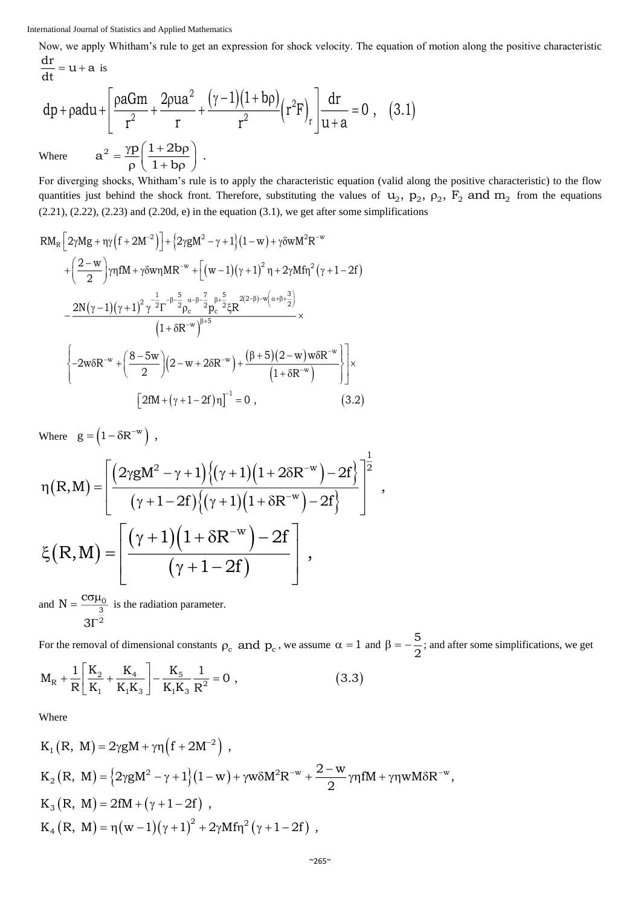Now, we apply Whitham's rule to get an expression for shock velocity. The equation of motion along the positive characteristic $\frac{dr}{dt} = u + a$ is

$$dp + \rho a du + \left[ \frac{\rho a G m}{r^2} + \frac{2\rho u a^2}{r} + \frac{(\gamma-1)(1+b\rho)}{r^2}\left(r^2 F\right)_r \right] \frac{dr}{u+a} = 0 \ , \quad (3.1)$$

Where $\quad a^2 = \frac{\gamma p}{\rho}\left(\frac{1+2b\rho}{1+b\rho}\right)$ .

For diverging shocks, Whitham's rule is to apply the characteristic equation (valid along the positive characteristic) to the flow quantities just behind the shock front. Therefore, substituting the values of $u_2, \ p_2, \ \rho_2, \ F_2$ and $m_2$ from the equations (2.21), (2.22), (2.23) and (2.20d, e) in the equation (3.1), we get after some simplifications

$$\begin{aligned}
&RM_R\left[2\gamma M g + \eta\gamma\left(f + 2M^{-2}\right)\right] + \left\{2\gamma g M^2 - \gamma + 1\right\}(1-w) + \gamma\delta w M^2 R^{-w} \\
&+ \left(\frac{2-w}{2}\right)\gamma\eta f M + \gamma\delta w\eta M R^{-w} + \left[(w-1)(\gamma+1)^2\eta + 2\gamma M f \eta^2(\gamma+1-2f)\right. \\
&- \frac{2N(\gamma-1)(\gamma+1)^2\gamma^{-\frac{1}{2}}\Gamma^{-\beta-\frac{5}{2}}\rho_c^{\alpha-\beta-\frac{7}{2}}p_c^{\beta+\frac{5}{2}}\xi R^{2(2-\beta)-w\left(\alpha+\beta+\frac{3}{2}\right)}}{\left(1+\delta R^{-w}\right)^{\beta+5}} \times \\
&\left.\left\{-2w\delta R^{-w} + \left(\frac{8-5w}{2}\right)\left(2-w+2\delta R^{-w}\right) + \frac{(\beta+5)(2-w)w\delta R^{-w}}{\left(1+\delta R^{-w}\right)}\right\}\right] \times \\
&\qquad\left[2fM + (\gamma+1-2f)\eta\right]^{-1} = 0 \ , \qquad (3.2)
\end{aligned}$$

Where $\quad g = \left(1 - \delta R^{-w}\right)$ ,

$$\eta(R, M) = \left[\frac{\left(2\gamma g M^2 - \gamma + 1\right)\left\{(\gamma+1)\left(1+2\delta R^{-w}\right) - 2f\right\}}{(\gamma+1-2f)\left\{(\gamma+1)\left(1+\delta R^{-w}\right) - 2f\right\}}\right]^{\frac{1}{2}} ,$$

$$\xi(R, M) = \left[\frac{(\gamma+1)\left(1+\delta R^{-w}\right) - 2f}{(\gamma+1-2f)}\right] ,$$

and $N = \frac{c\sigma\mu_0}{3\Gamma^{\frac{3}{2}}}$ is the radiation parameter.

For the removal of dimensional constants $\rho_c$ and $p_c$, we assume $\alpha = 1$ and $\beta = -\frac{5}{2}$; and after some simplifications, we get

$$M_R + \frac{1}{R}\left[\frac{K_2}{K_1} + \frac{K_4}{K_1 K_3}\right] - \frac{K_5}{K_1 K_3}\frac{1}{R^2} = 0 \ , \qquad (3.3)$$

Where

$$K_1(R, \ M) = 2\gamma g M + \gamma\eta\left(f + 2M^{-2}\right) \ ,$$

$$K_2(R, \ M) = \left\{2\gamma g M^2 - \gamma + 1\right\}(1-w) + \gamma w\delta M^2 R^{-w} + \frac{2-w}{2}\gamma\eta f M + \gamma\eta w M\delta R^{-w},$$

$$K_3(R, \ M) = 2fM + (\gamma+1-2f) \ ,$$

$$K_4(R, \ M) = \eta(w-1)(\gamma+1)^2 + 2\gamma M f\eta^2(\gamma+1-2f) \ ,$$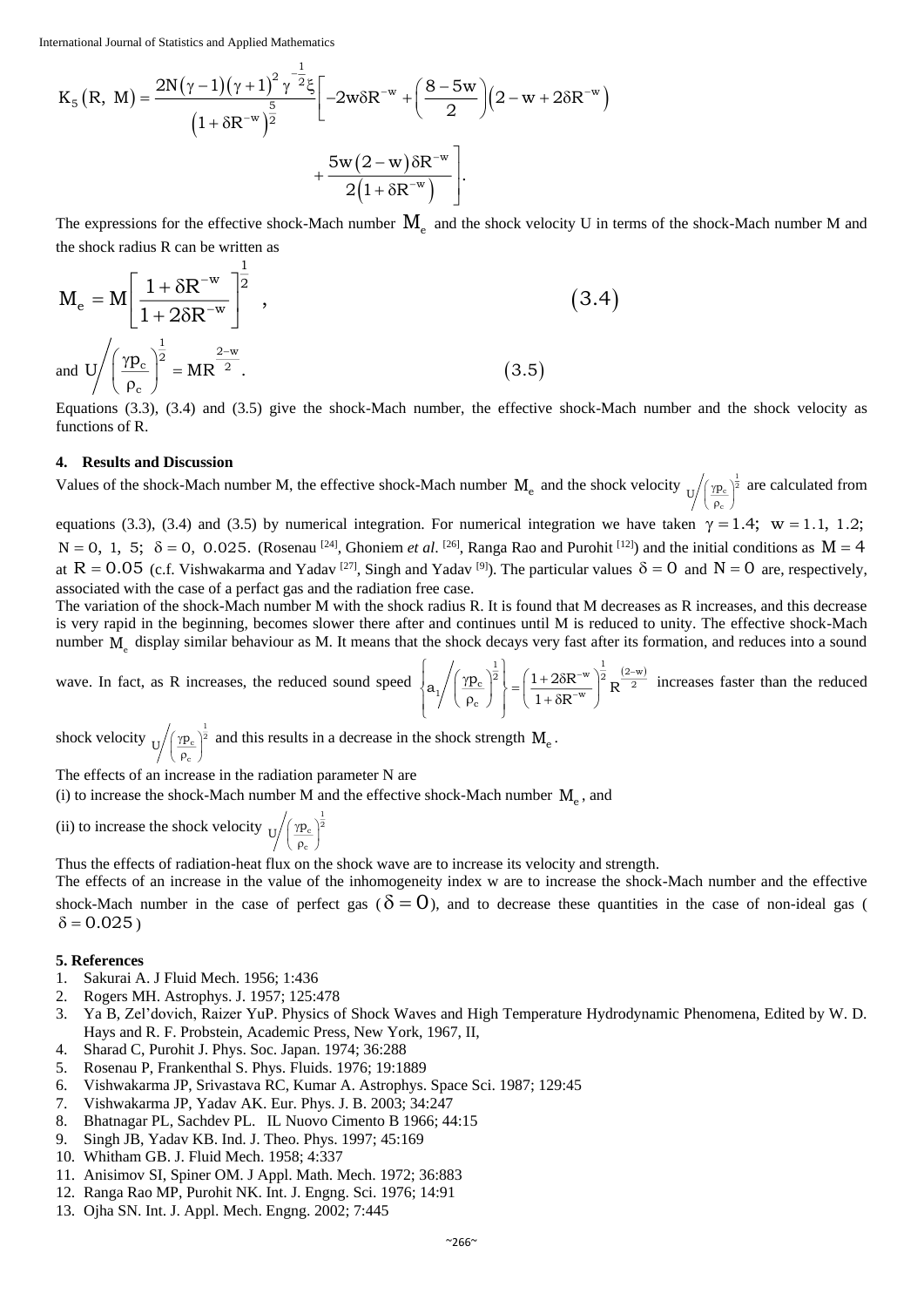$$K_5(R,\ M) = \frac{2N(\gamma-1)(\gamma+1)^2\gamma^{-\frac{1}{2}}\xi}{\left(1+\delta R^{-w}\right)^{\frac{5}{2}}}\left[-2w\delta R^{-w} + \left(\frac{8-5w}{2}\right)\left(2-w+2\delta R^{-w}\right) + \frac{5w(2-w)\delta R^{-w}}{2\left(1+\delta R^{-w}\right)}\right].$$

The expressions for the effective shock-Mach number $M_e$ and the shock velocity U in terms of the shock-Mach number M and the shock radius R can be written as

$$M_e = M\left[\frac{1+\delta R^{-w}}{1+2\delta R^{-w}}\right]^{\frac{1}{2}}, \tag{3.4}$$

and

$$U\Big/\left(\frac{\gamma p_c}{\rho_c}\right)^{\frac{1}{2}} = MR^{\frac{2-w}{2}}. \tag{3.5}$$

Equations (3.3), (3.4) and (3.5) give the shock-Mach number, the effective shock-Mach number and the shock velocity as functions of R.

## 4. Results and Discussion

Values of the shock-Mach number M, the effective shock-Mach number $M_e$ and the shock velocity $U\Big/\left(\frac{\gamma p_c}{\rho_c}\right)^{\frac{1}{2}}$ are calculated from equations (3.3), (3.4) and (3.5) by numerical integration. For numerical integration we have taken $\gamma = 1.4;\ w = 1.1,\ 1.2;\ N = 0,\ 1,\ 5;\ \delta = 0,\ 0.025.$ (Rosenau [24], Ghoniem *et al*. [26], Ranga Rao and Purohit [12]) and the initial conditions as $M = 4$ at $R = 0.05$ (c.f. Vishwakarma and Yadav [27], Singh and Yadav [9]). The particular values $\delta = 0$ and $N = 0$ are, respectively, associated with the case of a perfact gas and the radiation free case.

The variation of the shock-Mach number M with the shock radius R. It is found that M decreases as R increases, and this decrease is very rapid in the beginning, becomes slower there after and continues until M is reduced to unity. The effective shock-Mach number $M_e$ display similar behaviour as M. It means that the shock decays very fast after its formation, and reduces into a sound wave. In fact, as R increases, the reduced sound speed $\left\{a_1\Big/\left(\frac{\gamma p_c}{\rho_c}\right)^{\frac{1}{2}}\right\} = \left(\frac{1+2\delta R^{-w}}{1+\delta R^{-w}}\right)^{\frac{1}{2}} R^{\frac{(2-w)}{2}}$ increases faster than the reduced shock velocity $U\Big/\left(\frac{\gamma p_c}{\rho_c}\right)^{\frac{1}{2}}$ and this results in a decrease in the shock strength $M_e$.

The effects of an increase in the radiation parameter N are

(i) to increase the shock-Mach number M and the effective shock-Mach number $M_e$, and

(ii) to increase the shock velocity $U\Big/\left(\frac{\gamma p_c}{\rho_c}\right)^{\frac{1}{2}}$

Thus the effects of radiation-heat flux on the shock wave are to increase its velocity and strength.

The effects of an increase in the value of the inhomogeneity index w are to increase the shock-Mach number and the effective shock-Mach number in the case of perfect gas ($\delta = 0$), and to decrease these quantities in the case of non-ideal gas ($\delta = 0.025$)

## 5. References

1. Sakurai A. J Fluid Mech. 1956; 1:436
2. Rogers MH. Astrophys. J. 1957; 125:478
3. Ya B, Zel'dovich, Raizer YuP. Physics of Shock Waves and High Temperature Hydrodynamic Phenomena, Edited by W. D. Hays and R. F. Probstein, Academic Press, New York, 1967, II,
4. Sharad C, Purohit J. Phys. Soc. Japan. 1974; 36:288
5. Rosenau P, Frankenthal S. Phys. Fluids. 1976; 19:1889
6. Vishwakarma JP, Srivastava RC, Kumar A. Astrophys. Space Sci. 1987; 129:45
7. Vishwakarma JP, Yadav AK. Eur. Phys. J. B. 2003; 34:247
8. Bhatnagar PL, Sachdev PL. IL Nuovo Cimento B 1966; 44:15
9. Singh JB, Yadav KB. Ind. J. Theo. Phys. 1997; 45:169
10. Whitham GB. J. Fluid Mech. 1958; 4:337
11. Anisimov SI, Spiner OM. J Appl. Math. Mech. 1972; 36:883
12. Ranga Rao MP, Purohit NK. Int. J. Engng. Sci. 1976; 14:91
13. Ojha SN. Int. J. Appl. Mech. Engng. 2002; 7:445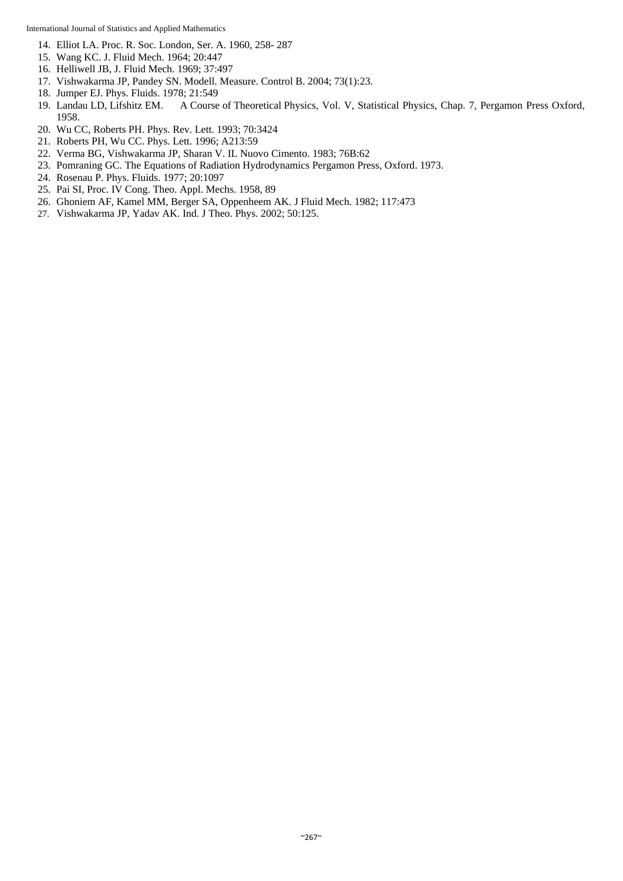14. Elliot LA. Proc. R. Soc. London, Ser. A. 1960, 258- 287
15. Wang KC. J. Fluid Mech. 1964; 20:447
16. Helliwell JB, J. Fluid Mech. 1969; 37:497
17. Vishwakarma JP, Pandey SN. Modell. Measure. Control B. 2004; 73(1):23.
18. Jumper EJ. Phys. Fluids. 1978; 21:549
19. Landau LD, Lifshitz EM. A Course of Theoretical Physics, Vol. V, Statistical Physics, Chap. 7, Pergamon Press Oxford, 1958.
20. Wu CC, Roberts PH. Phys. Rev. Lett. 1993; 70:3424
21. Roberts PH, Wu CC. Phys. Lett. 1996; A213:59
22. Verma BG, Vishwakarma JP, Sharan V. IL Nuovo Cimento. 1983; 76B:62
23. Pomraning GC. The Equations of Radiation Hydrodynamics Pergamon Press, Oxford. 1973.
24. Rosenau P. Phys. Fluids. 1977; 20:1097
25. Pai SI, Proc. IV Cong. Theo. Appl. Mechs. 1958, 89
26. Ghoniem AF, Kamel MM, Berger SA, Oppenheem AK. J Fluid Mech. 1982; 117:473
27. Vishwakarma JP, Yadav AK. Ind. J Theo. Phys. 2002; 50:125.